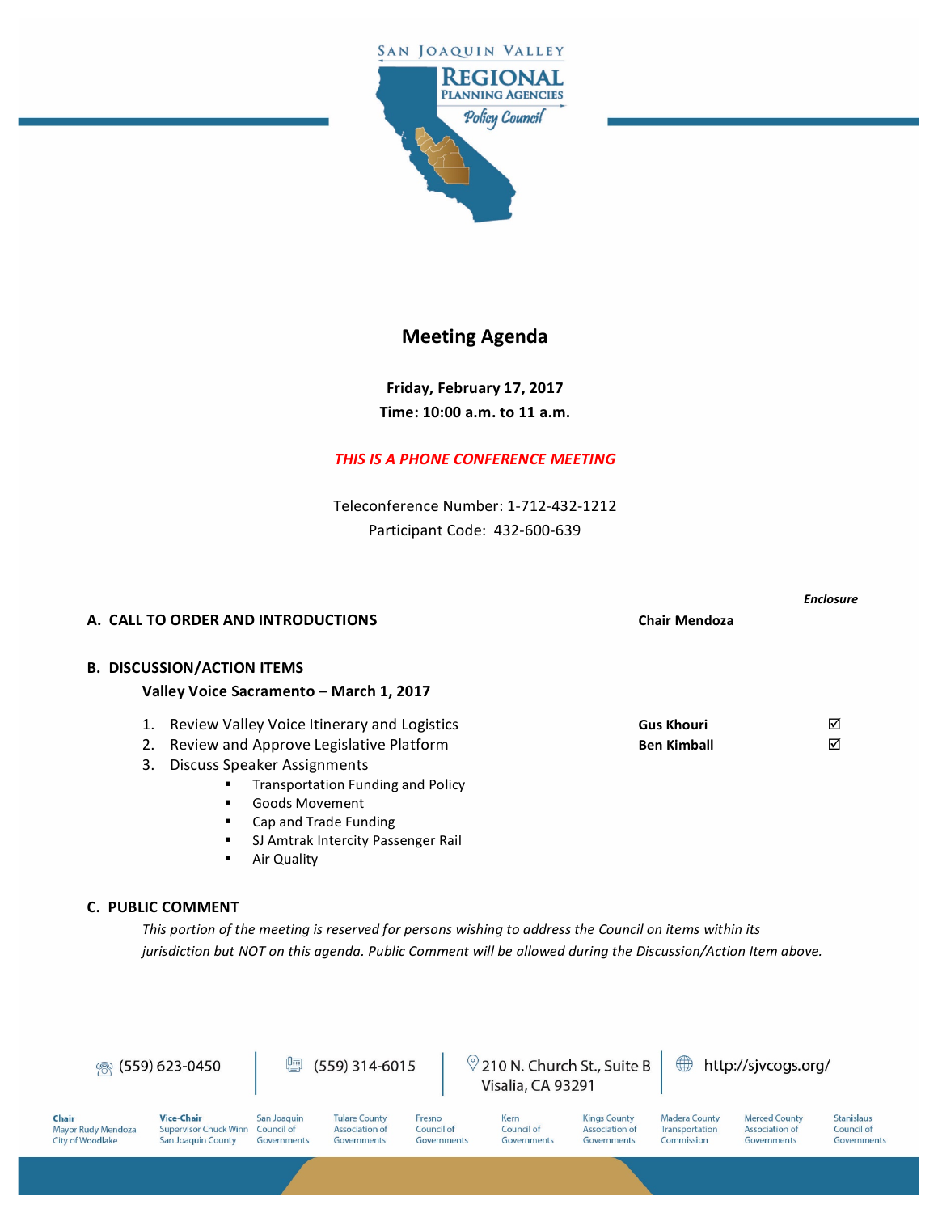SAN JOAQUIN VALLEY

REGIONAL PLANNING AGENCIES

Policy Council

# Meeting Agenda

**Friday, February 17, 2017**
**Time: 10:00 a.m. to 11 a.m.**

***THIS IS A PHONE CONFERENCE MEETING***

Teleconference Number: 1-712-432-1212
Participant Code: 432-600-639

| | | |
|---|---|---|
| | | ***Enclosure*** |
| **A. CALL TO ORDER AND INTRODUCTIONS** | **Chair Mendoza** | |
| **B. DISCUSSION/ACTION ITEMS** | | |
| **Valley Voice Sacramento – March 1, 2017** | | |
| 1. Review Valley Voice Itinerary and Logistics | **Gus Khouri** | ☑ |
| 2. Review and Approve Legislative Platform | **Ben Kimball** | ☑ |
| 3. Discuss Speaker Assignments | | |

- Transportation Funding and Policy
- Goods Movement
- Cap and Trade Funding
- SJ Amtrak Intercity Passenger Rail
- Air Quality

## C. PUBLIC COMMENT

*This portion of the meeting is reserved for persons wishing to address the Council on items within its jurisdiction but NOT on this agenda. Public Comment will be allowed during the Discussion/Action Item above.*

(559) 623-0450 | (559) 314-6015 | 210 N. Church St., Suite B Visalia, CA 93291 | http://sjvcogs.org/

**Chair** Mayor Rudy Mendoza, City of Woodlake | **Vice-Chair** Supervisor Chuck Winn, San Joaquin County | San Joaquin Council of Governments | Tulare County Association of Governments | Fresno Council of Governments | Kern Council of Governments | Kings County Association of Governments | Madera County Transportation Commission | Merced County Association of Governments | Stanislaus Council of Governments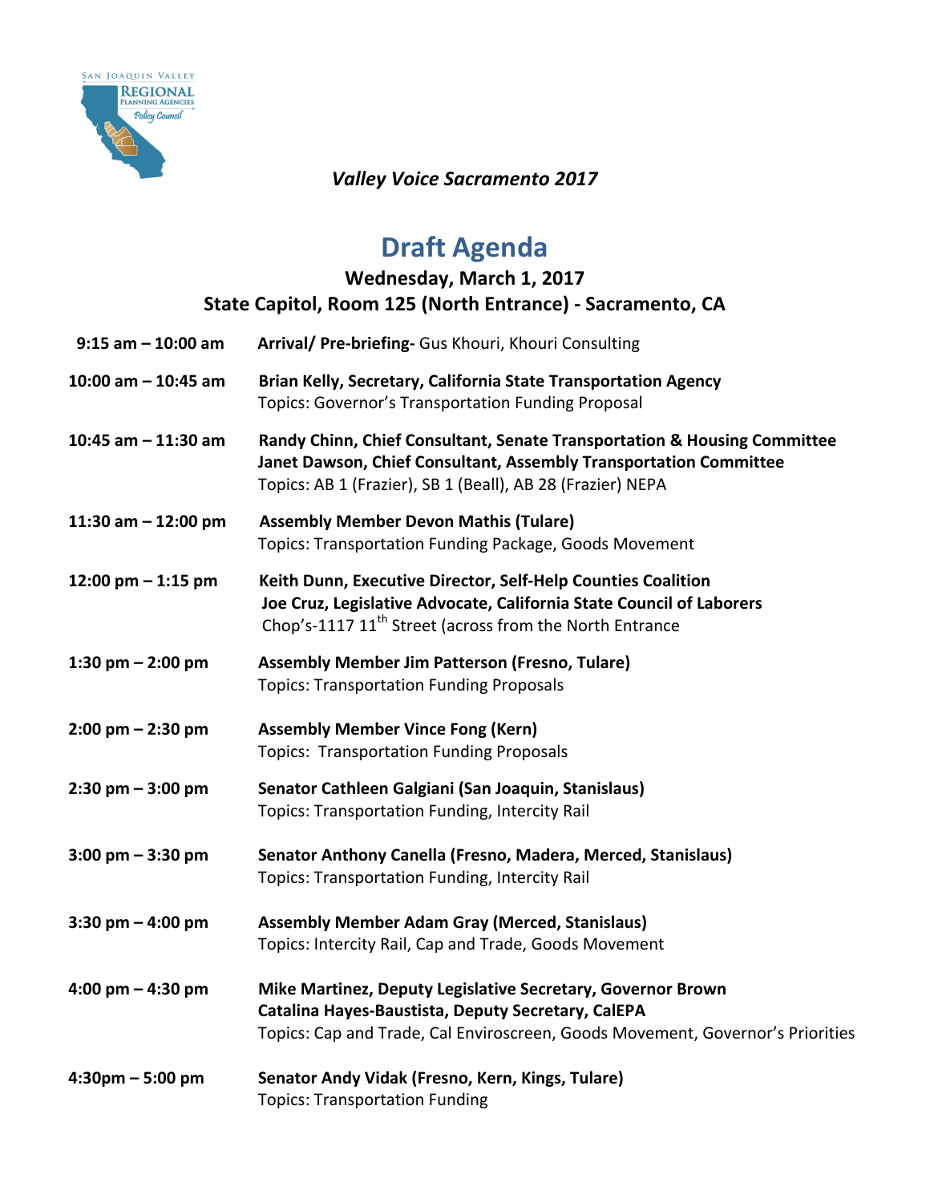*Valley Voice Sacramento 2017*

# Draft Agenda

### Wednesday, March 1, 2017
### State Capitol, Room 125 (North Entrance) - Sacramento, CA

| | |
|---|---|
| **9:15 am – 10:00 am** | **Arrival/ Pre-briefing-** Gus Khouri, Khouri Consulting |
| **10:00 am – 10:45 am** | **Brian Kelly, Secretary, California State Transportation Agency**<br>Topics: Governor's Transportation Funding Proposal |
| **10:45 am – 11:30 am** | **Randy Chinn, Chief Consultant, Senate Transportation & Housing Committee**<br>**Janet Dawson, Chief Consultant, Assembly Transportation Committee**<br>Topics: AB 1 (Frazier), SB 1 (Beall), AB 28 (Frazier) NEPA |
| **11:30 am – 12:00 pm** | **Assembly Member Devon Mathis (Tulare)**<br>Topics: Transportation Funding Package, Goods Movement |
| **12:00 pm – 1:15 pm** | **Keith Dunn, Executive Director, Self-Help Counties Coalition**<br>**Joe Cruz, Legislative Advocate, California State Council of Laborers**<br>Chop's-1117 11th Street (across from the North Entrance |
| **1:30 pm – 2:00 pm** | **Assembly Member Jim Patterson (Fresno, Tulare)**<br>Topics: Transportation Funding Proposals |
| **2:00 pm – 2:30 pm** | **Assembly Member Vince Fong (Kern)**<br>Topics: Transportation Funding Proposals |
| **2:30 pm – 3:00 pm** | **Senator Cathleen Galgiani (San Joaquin, Stanislaus)**<br>Topics: Transportation Funding, Intercity Rail |
| **3:00 pm – 3:30 pm** | **Senator Anthony Canella (Fresno, Madera, Merced, Stanislaus)**<br>Topics: Transportation Funding, Intercity Rail |
| **3:30 pm – 4:00 pm** | **Assembly Member Adam Gray (Merced, Stanislaus)**<br>Topics: Intercity Rail, Cap and Trade, Goods Movement |
| **4:00 pm – 4:30 pm** | **Mike Martinez, Deputy Legislative Secretary, Governor Brown**<br>**Catalina Hayes-Baustista, Deputy Secretary, CalEPA**<br>Topics: Cap and Trade, Cal Enviroscreen, Goods Movement, Governor's Priorities |
| **4:30pm – 5:00 pm** | **Senator Andy Vidak (Fresno, Kern, Kings, Tulare)**<br>Topics: Transportation Funding |